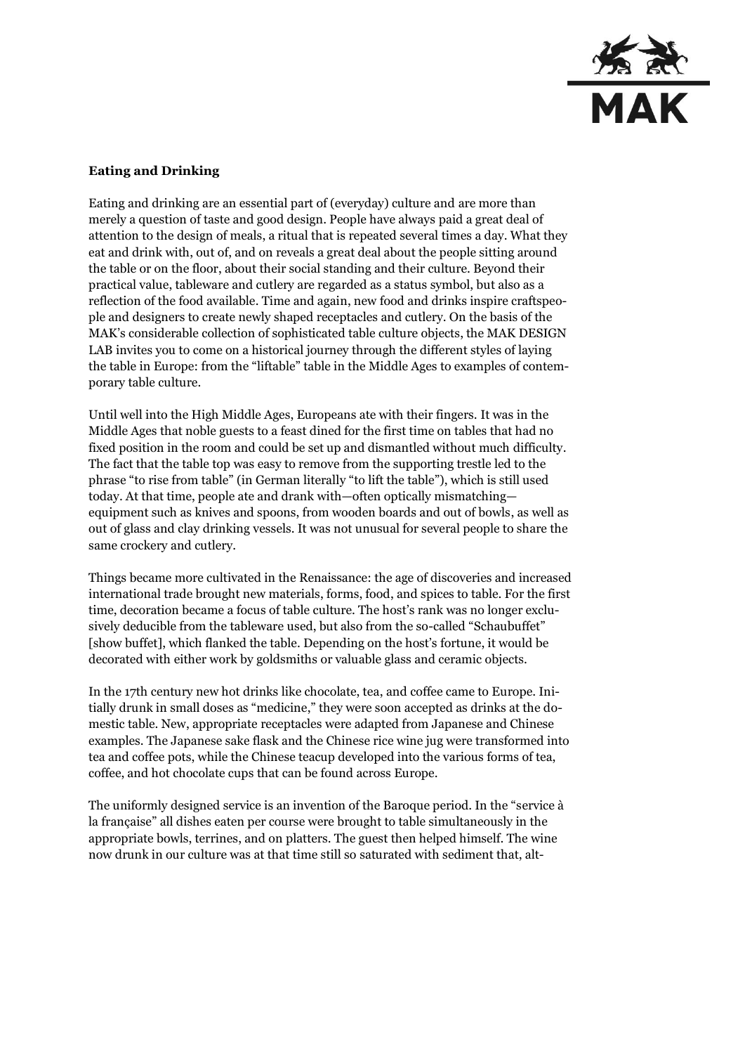**Eating and Drinking**

Eating and drinking are an essential part of (everyday) culture and are more than merely a question of taste and good design. People have always paid a great deal of attention to the design of meals, a ritual that is repeated several times a day. What they eat and drink with, out of, and on reveals a great deal about the people sitting around the table or on the floor, about their social standing and their culture. Beyond their practical value, tableware and cutlery are regarded as a status symbol, but also as a reflection of the food available. Time and again, new food and drinks inspire craftspeople and designers to create newly shaped receptacles and cutlery. On the basis of the MAK's considerable collection of sophisticated table culture objects, the MAK DESIGN LAB invites you to come on a historical journey through the different styles of laying the table in Europe: from the "liftable" table in the Middle Ages to examples of contemporary table culture.

Until well into the High Middle Ages, Europeans ate with their fingers. It was in the Middle Ages that noble guests to a feast dined for the first time on tables that had no fixed position in the room and could be set up and dismantled without much difficulty. The fact that the table top was easy to remove from the supporting trestle led to the phrase "to rise from table" (in German literally "to lift the table"), which is still used today. At that time, people ate and drank with—often optically mismatching—equipment such as knives and spoons, from wooden boards and out of bowls, as well as out of glass and clay drinking vessels. It was not unusual for several people to share the same crockery and cutlery.

Things became more cultivated in the Renaissance: the age of discoveries and increased international trade brought new materials, forms, food, and spices to table. For the first time, decoration became a focus of table culture. The host's rank was no longer exclusively deducible from the tableware used, but also from the so-called "Schaubuffet" [show buffet], which flanked the table. Depending on the host's fortune, it would be decorated with either work by goldsmiths or valuable glass and ceramic objects.

In the 17th century new hot drinks like chocolate, tea, and coffee came to Europe. Initially drunk in small doses as "medicine," they were soon accepted as drinks at the domestic table. New, appropriate receptacles were adapted from Japanese and Chinese examples. The Japanese sake flask and the Chinese rice wine jug were transformed into tea and coffee pots, while the Chinese teacup developed into the various forms of tea, coffee, and hot chocolate cups that can be found across Europe.

The uniformly designed service is an invention of the Baroque period. In the "service à la française" all dishes eaten per course were brought to table simultaneously in the appropriate bowls, terrines, and on platters. The guest then helped himself. The wine now drunk in our culture was at that time still so saturated with sediment that, alt-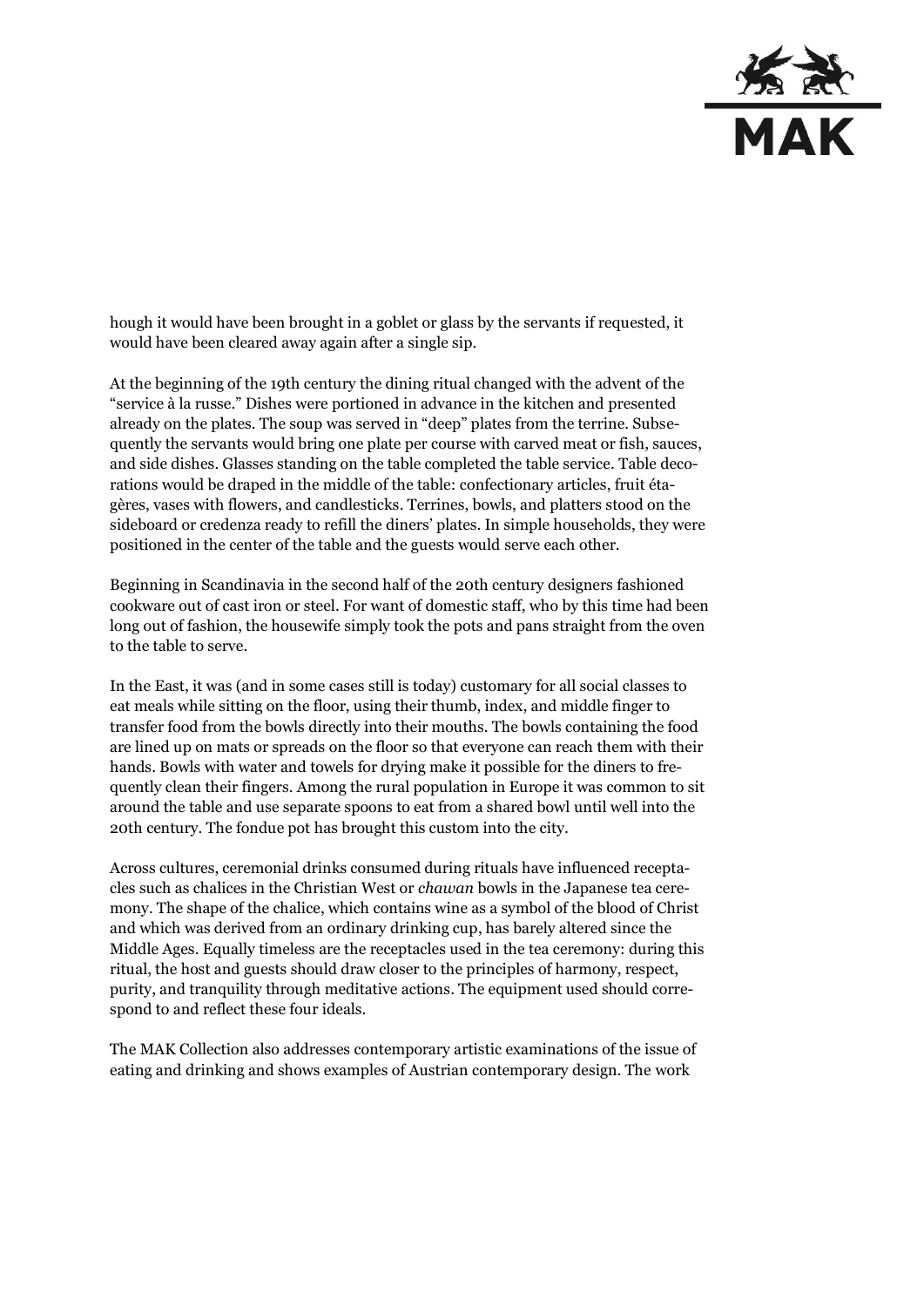hough it would have been brought in a goblet or glass by the servants if requested, it would have been cleared away again after a single sip.

At the beginning of the 19th century the dining ritual changed with the advent of the "service à la russe." Dishes were portioned in advance in the kitchen and presented already on the plates. The soup was served in "deep" plates from the terrine. Subsequently the servants would bring one plate per course with carved meat or fish, sauces, and side dishes. Glasses standing on the table completed the table service. Table decorations would be draped in the middle of the table: confectionary articles, fruit étagères, vases with flowers, and candlesticks. Terrines, bowls, and platters stood on the sideboard or credenza ready to refill the diners' plates. In simple households, they were positioned in the center of the table and the guests would serve each other.

Beginning in Scandinavia in the second half of the 20th century designers fashioned cookware out of cast iron or steel. For want of domestic staff, who by this time had been long out of fashion, the housewife simply took the pots and pans straight from the oven to the table to serve.

In the East, it was (and in some cases still is today) customary for all social classes to eat meals while sitting on the floor, using their thumb, index, and middle finger to transfer food from the bowls directly into their mouths. The bowls containing the food are lined up on mats or spreads on the floor so that everyone can reach them with their hands. Bowls with water and towels for drying make it possible for the diners to frequently clean their fingers. Among the rural population in Europe it was common to sit around the table and use separate spoons to eat from a shared bowl until well into the 20th century. The fondue pot has brought this custom into the city.

Across cultures, ceremonial drinks consumed during rituals have influenced receptacles such as chalices in the Christian West or *chawan* bowls in the Japanese tea ceremony. The shape of the chalice, which contains wine as a symbol of the blood of Christ and which was derived from an ordinary drinking cup, has barely altered since the Middle Ages. Equally timeless are the receptacles used in the tea ceremony: during this ritual, the host and guests should draw closer to the principles of harmony, respect, purity, and tranquility through meditative actions. The equipment used should correspond to and reflect these four ideals.

The MAK Collection also addresses contemporary artistic examinations of the issue of eating and drinking and shows examples of Austrian contemporary design. The work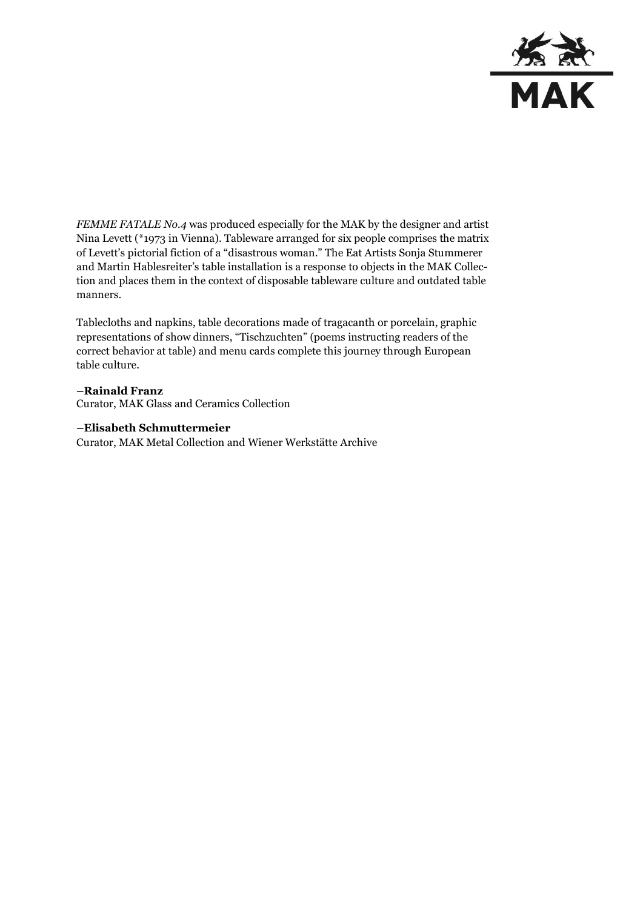*FEMME FATALE No.4* was produced especially for the MAK by the designer and artist Nina Levett (*1973 in Vienna). Tableware arranged for six people comprises the matrix of Levett's pictorial fiction of a "disastrous woman." The Eat Artists Sonja Stummerer and Martin Hablesreiter's table installation is a response to objects in the MAK Collection and places them in the context of disposable tableware culture and outdated table manners.

Tablecloths and napkins, table decorations made of tragacanth or porcelain, graphic representations of show dinners, "Tischzuchten" (poems instructing readers of the correct behavior at table) and menu cards complete this journey through European table culture.

**–Rainald Franz**
Curator, MAK Glass and Ceramics Collection

**–Elisabeth Schmuttermeier**
Curator, MAK Metal Collection and Wiener Werkstätte Archive